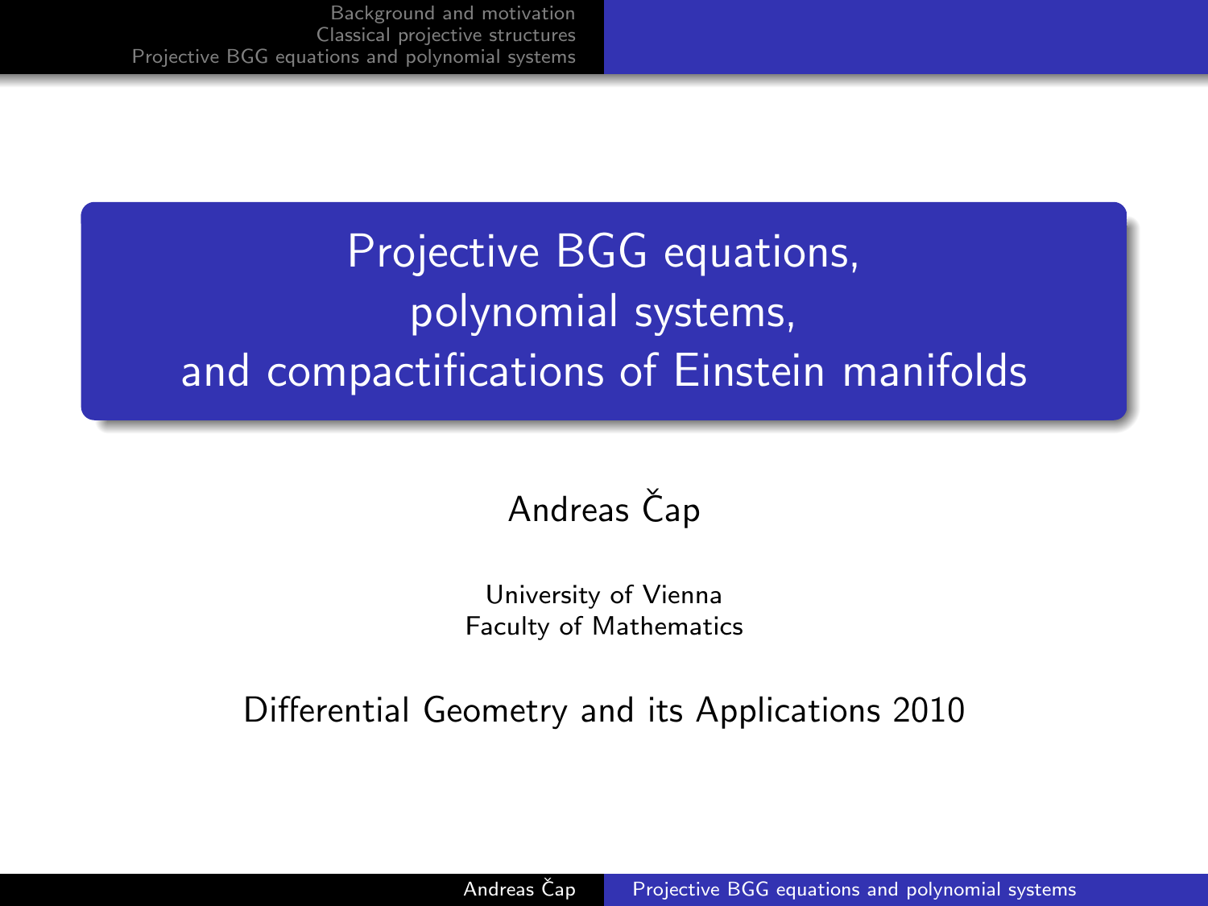# Projective BGG equations, polynomial systems, and compactifications of Einstein manifolds

Andreas Čap

University of Vienna
Faculty of Mathematics

Differential Geometry and its Applications 2010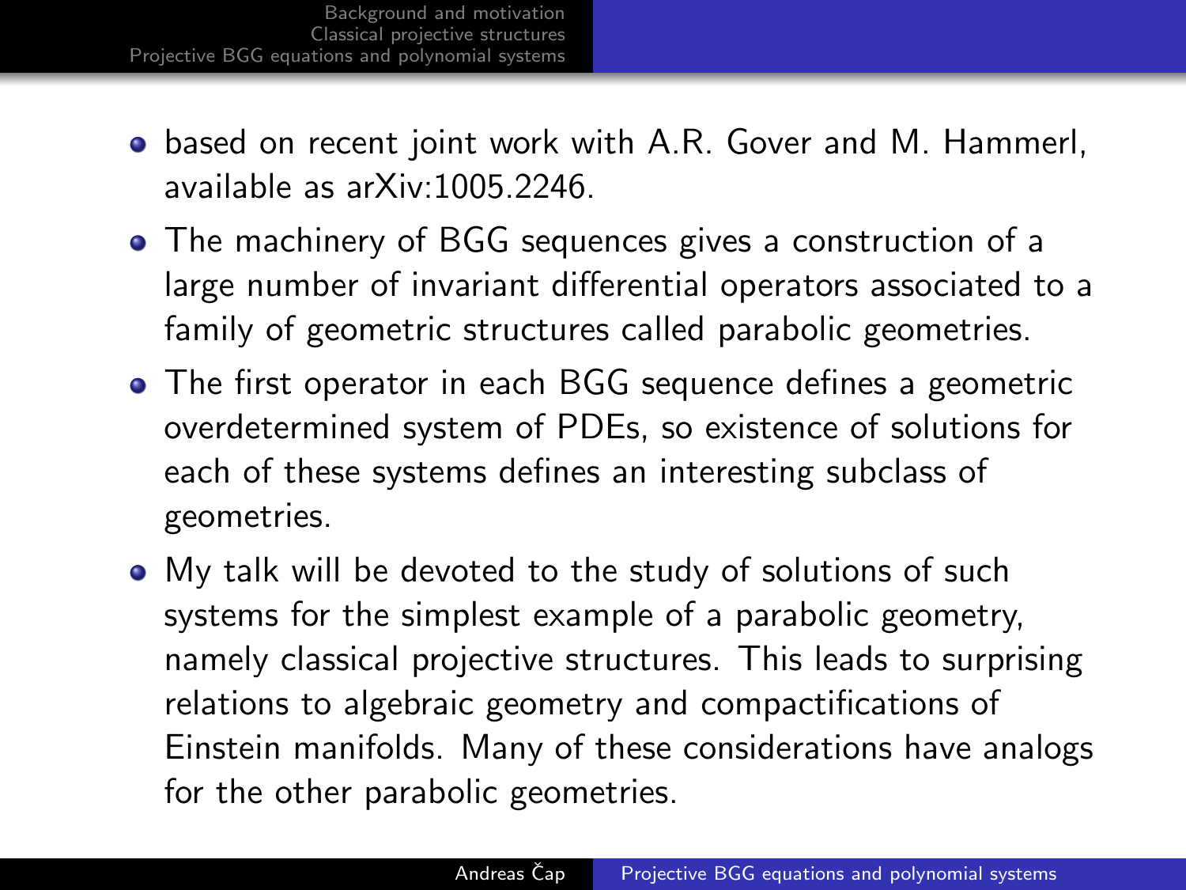- based on recent joint work with A.R. Gover and M. Hammerl, available as arXiv:1005.2246.
- The machinery of BGG sequences gives a construction of a large number of invariant differential operators associated to a family of geometric structures called parabolic geometries.
- The first operator in each BGG sequence defines a geometric overdetermined system of PDEs, so existence of solutions for each of these systems defines an interesting subclass of geometries.
- My talk will be devoted to the study of solutions of such systems for the simplest example of a parabolic geometry, namely classical projective structures. This leads to surprising relations to algebraic geometry and compactifications of Einstein manifolds. Many of these considerations have analogs for the other parabolic geometries.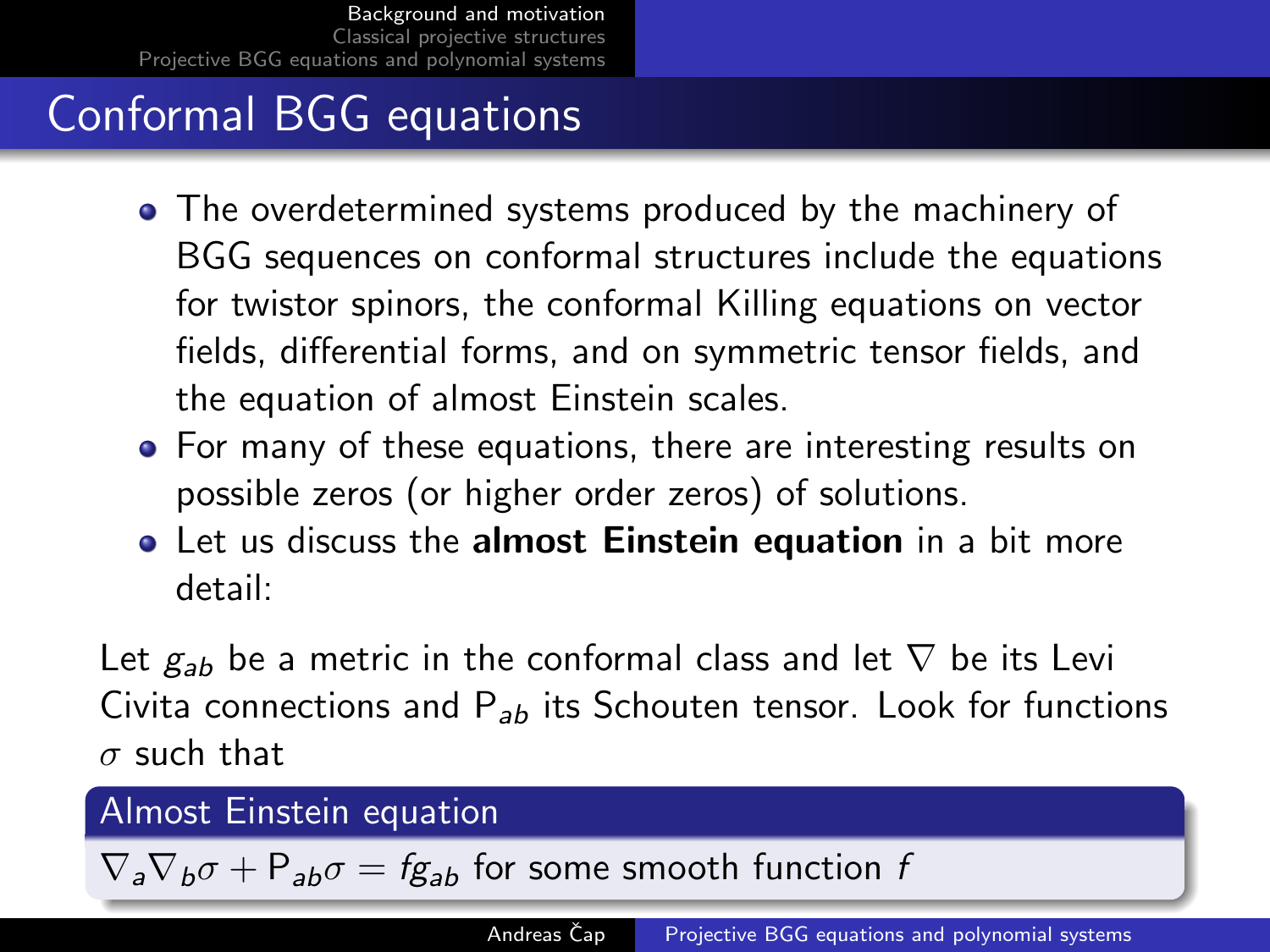# Conformal BGG equations

- The overdetermined systems produced by the machinery of BGG sequences on conformal structures include the equations for twistor spinors, the conformal Killing equations on vector fields, differential forms, and on symmetric tensor fields, and the equation of almost Einstein scales.
- For many of these equations, there are interesting results on possible zeros (or higher order zeros) of solutions.
- Let us discuss the **almost Einstein equation** in a bit more detail:

Let $g_{ab}$ be a metric in the conformal class and let $\nabla$ be its Levi Civita connections and $\mathsf{P}_{ab}$ its Schouten tensor. Look for functions $\sigma$ such that

**Almost Einstein equation**

$\nabla_a \nabla_b \sigma + \mathsf{P}_{ab}\sigma = f g_{ab}$ for some smooth function $f$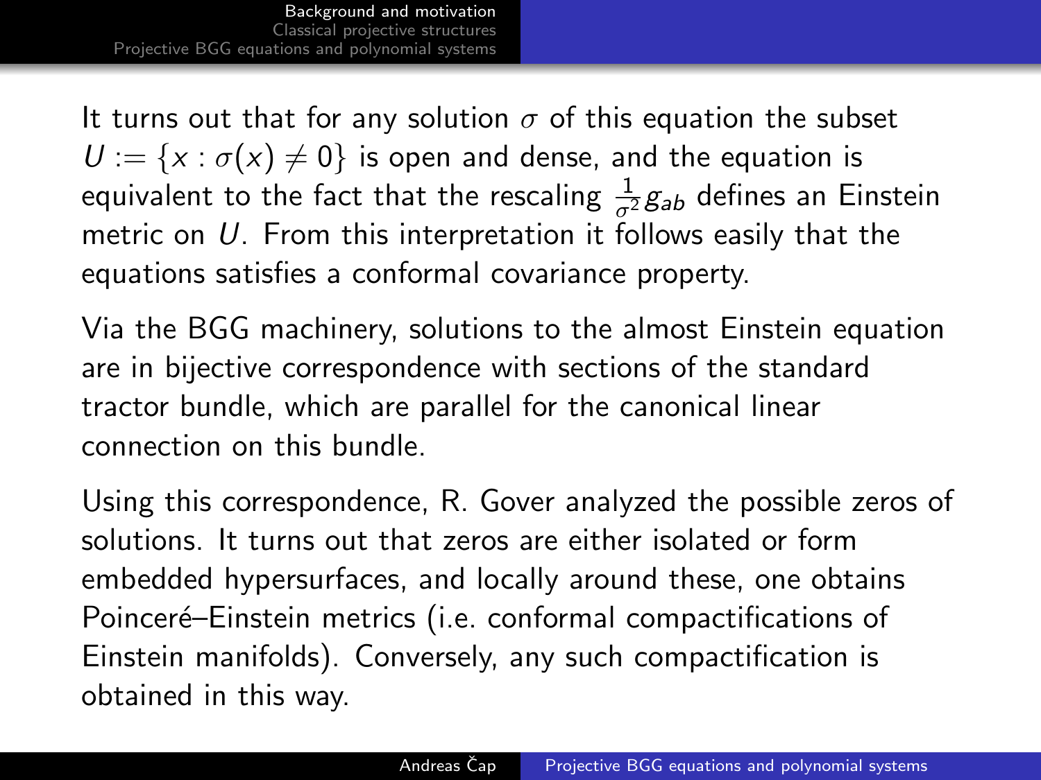It turns out that for any solution $\sigma$ of this equation the subset $U := \{x : \sigma(x) \neq 0\}$ is open and dense, and the equation is equivalent to the fact that the rescaling $\frac{1}{\sigma^2} g_{ab}$ defines an Einstein metric on $U$. From this interpretation it follows easily that the equations satisfies a conformal covariance property.

Via the BGG machinery, solutions to the almost Einstein equation are in bijective correspondence with sections of the standard tractor bundle, which are parallel for the canonical linear connection on this bundle.

Using this correspondence, R. Gover analyzed the possible zeros of solutions. It turns out that zeros are either isolated or form embedded hypersurfaces, and locally around these, one obtains Poinceré–Einstein metrics (i.e. conformal compactifications of Einstein manifolds). Conversely, any such compactification is obtained in this way.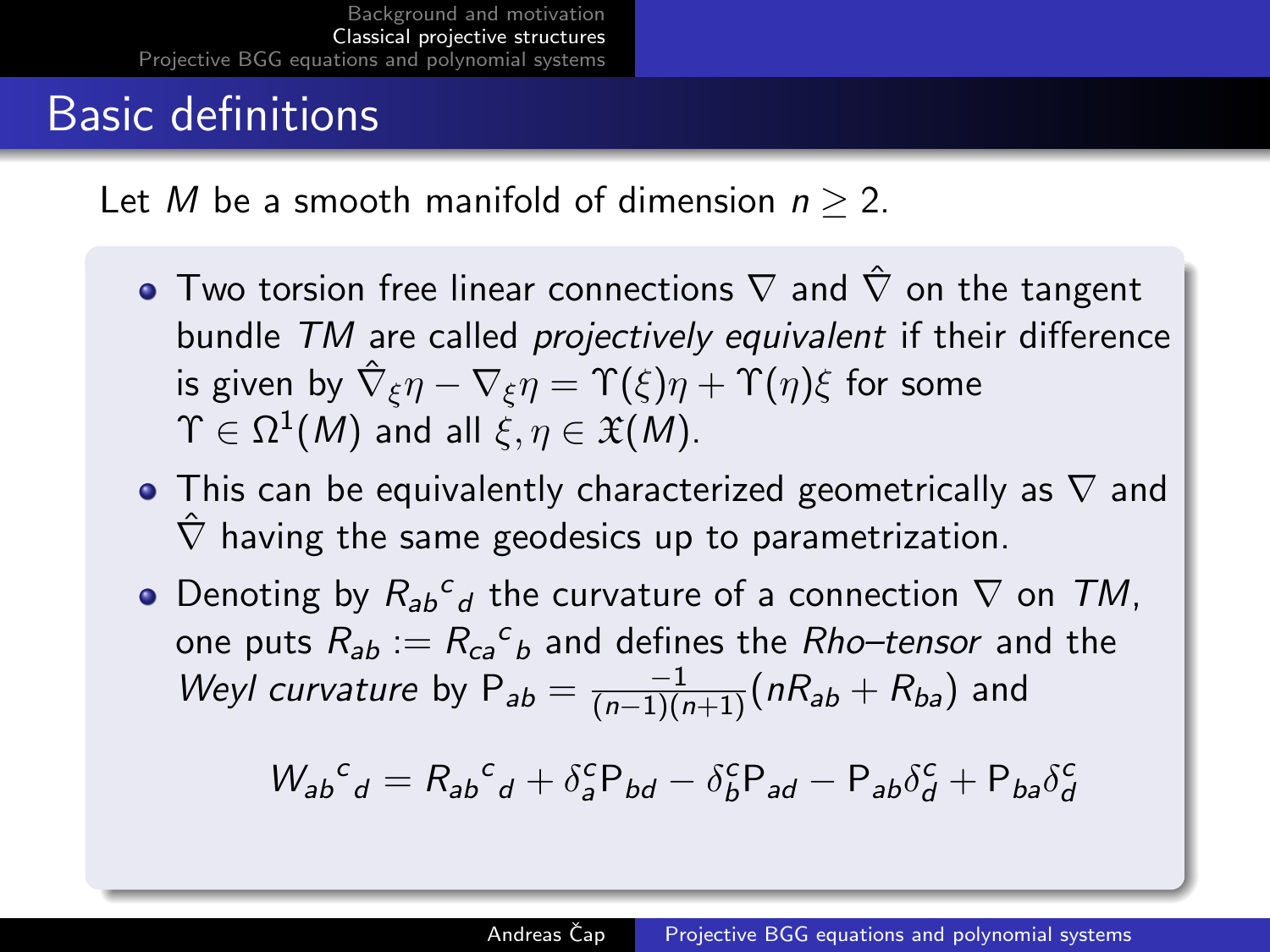# Basic definitions

Let $M$ be a smooth manifold of dimension $n \geq 2$.

- Two torsion free linear connections $\nabla$ and $\hat{\nabla}$ on the tangent bundle $TM$ are called *projectively equivalent* if their difference is given by $\hat{\nabla}_\xi \eta - \nabla_\xi \eta = \Upsilon(\xi)\eta + \Upsilon(\eta)\xi$ for some $\Upsilon \in \Omega^1(M)$ and all $\xi, \eta \in \mathfrak{X}(M)$.
- This can be equivalently characterized geometrically as $\nabla$ and $\hat{\nabla}$ having the same geodesics up to parametrization.
- Denoting by $R_{ab}{}^c{}_d$ the curvature of a connection $\nabla$ on $TM$, one puts $R_{ab} := R_{ca}{}^c{}_b$ and defines the *Rho–tensor* and the *Weyl curvature* by $\mathsf{P}_{ab} = \frac{-1}{(n-1)(n+1)}(nR_{ab} + R_{ba})$ and

$$W_{ab}{}^c{}_d = R_{ab}{}^c{}_d + \delta^c_a \mathsf{P}_{bd} - \delta^c_b \mathsf{P}_{ad} - \mathsf{P}_{ab}\delta^c_d + \mathsf{P}_{ba}\delta^c_d$$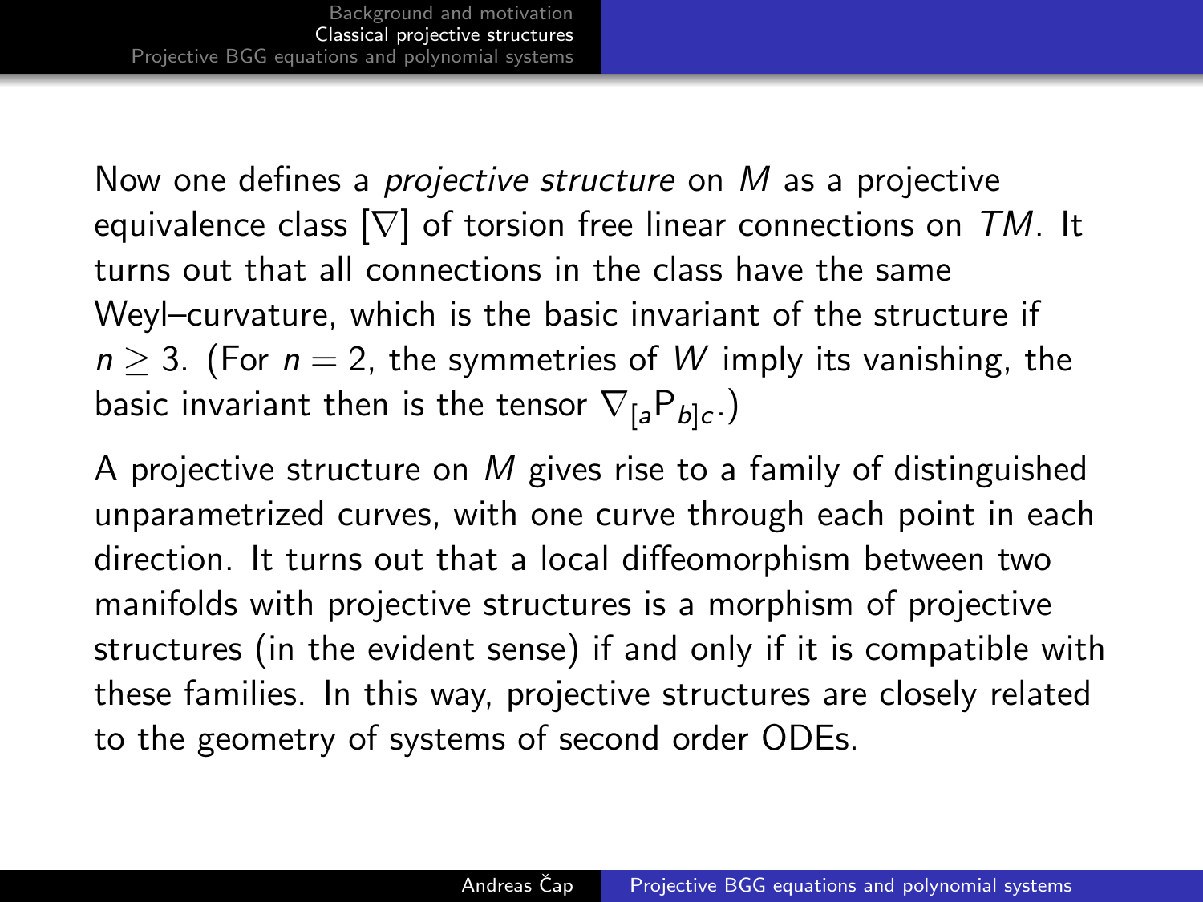Now one defines a *projective structure* on $M$ as a projective equivalence class $[\nabla]$ of torsion free linear connections on $TM$. It turns out that all connections in the class have the same Weyl–curvature, which is the basic invariant of the structure if $n \geq 3$. (For $n = 2$, the symmetries of $W$ imply its vanishing, the basic invariant then is the tensor $\nabla_{[a}\mathsf{P}_{b]c}$.)

A projective structure on $M$ gives rise to a family of distinguished unparametrized curves, with one curve through each point in each direction. It turns out that a local diffeomorphism between two manifolds with projective structures is a morphism of projective structures (in the evident sense) if and only if it is compatible with these families. In this way, projective structures are closely related to the geometry of systems of second order ODEs.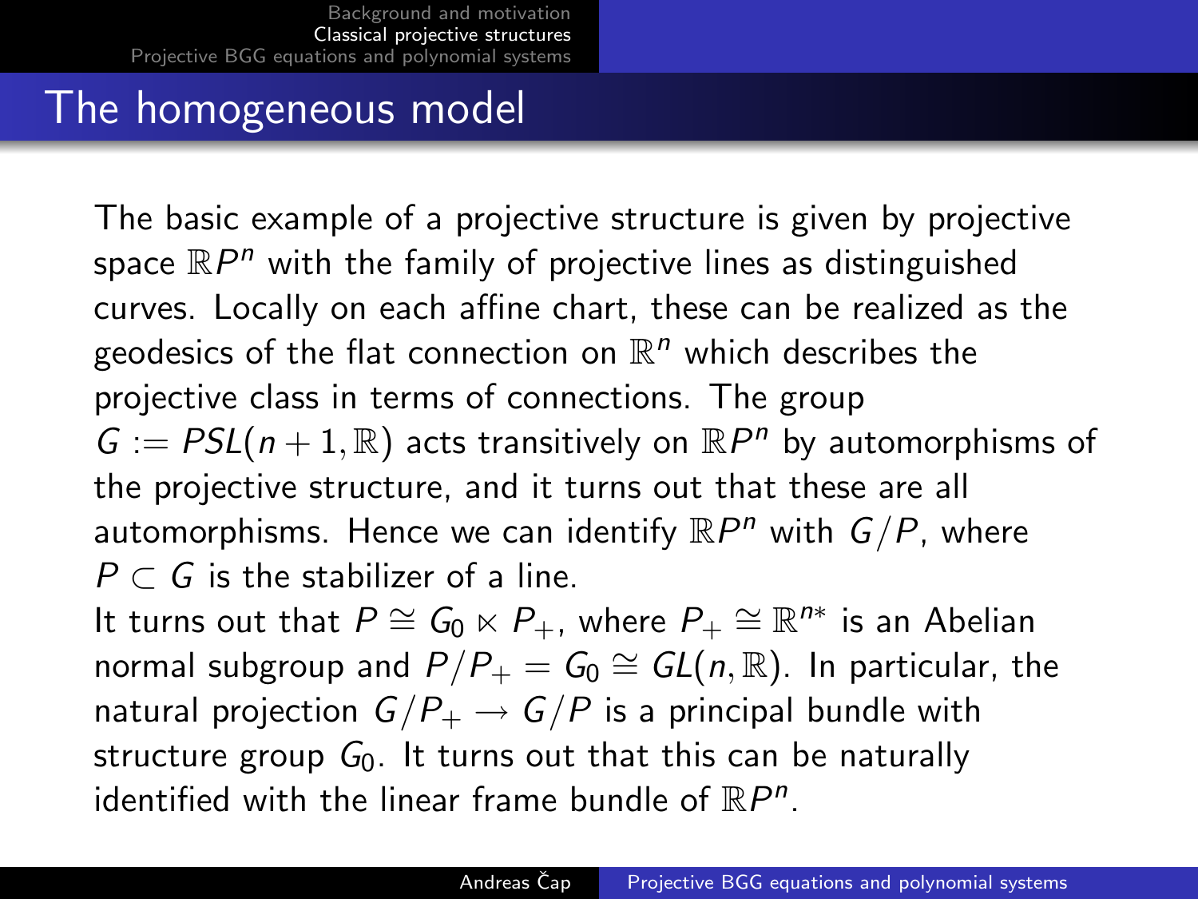## The homogeneous model

The basic example of a projective structure is given by projective space $\mathbb{R}P^n$ with the family of projective lines as distinguished curves. Locally on each affine chart, these can be realized as the geodesics of the flat connection on $\mathbb{R}^n$ which describes the projective class in terms of connections. The group $G := PSL(n+1, \mathbb{R})$ acts transitively on $\mathbb{R}P^n$ by automorphisms of the projective structure, and it turns out that these are all automorphisms. Hence we can identify $\mathbb{R}P^n$ with $G/P$, where $P \subset G$ is the stabilizer of a line.

It turns out that $P \cong G_0 \ltimes P_+$, where $P_+ \cong \mathbb{R}^{n*}$ is an Abelian normal subgroup and $P/P_+ = G_0 \cong GL(n, \mathbb{R})$. In particular, the natural projection $G/P_+ \to G/P$ is a principal bundle with structure group $G_0$. It turns out that this can be naturally identified with the linear frame bundle of $\mathbb{R}P^n$.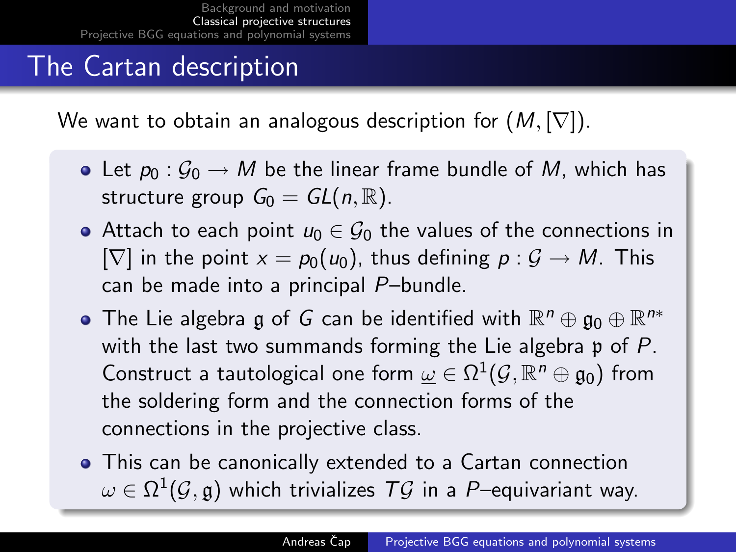# The Cartan description

We want to obtain an analogous description for $(M, [\nabla])$.

- Let $p_0 : \mathcal{G}_0 \to M$ be the linear frame bundle of $M$, which has structure group $G_0 = GL(n, \mathbb{R})$.
- Attach to each point $u_0 \in \mathcal{G}_0$ the values of the connections in $[\nabla]$ in the point $x = p_0(u_0)$, thus defining $p : \mathcal{G} \to M$. This can be made into a principal $P$–bundle.
- The Lie algebra $\mathfrak{g}$ of $G$ can be identified with $\mathbb{R}^n \oplus \mathfrak{g}_0 \oplus \mathbb{R}^{n*}$ with the last two summands forming the Lie algebra $\mathfrak{p}$ of $P$. Construct a tautological one form $\underline{\omega} \in \Omega^1(\mathcal{G}, \mathbb{R}^n \oplus \mathfrak{g}_0)$ from the soldering form and the connection forms of the connections in the projective class.
- This can be canonically extended to a Cartan connection $\omega \in \Omega^1(\mathcal{G}, \mathfrak{g})$ which trivializes $T\mathcal{G}$ in a $P$–equivariant way.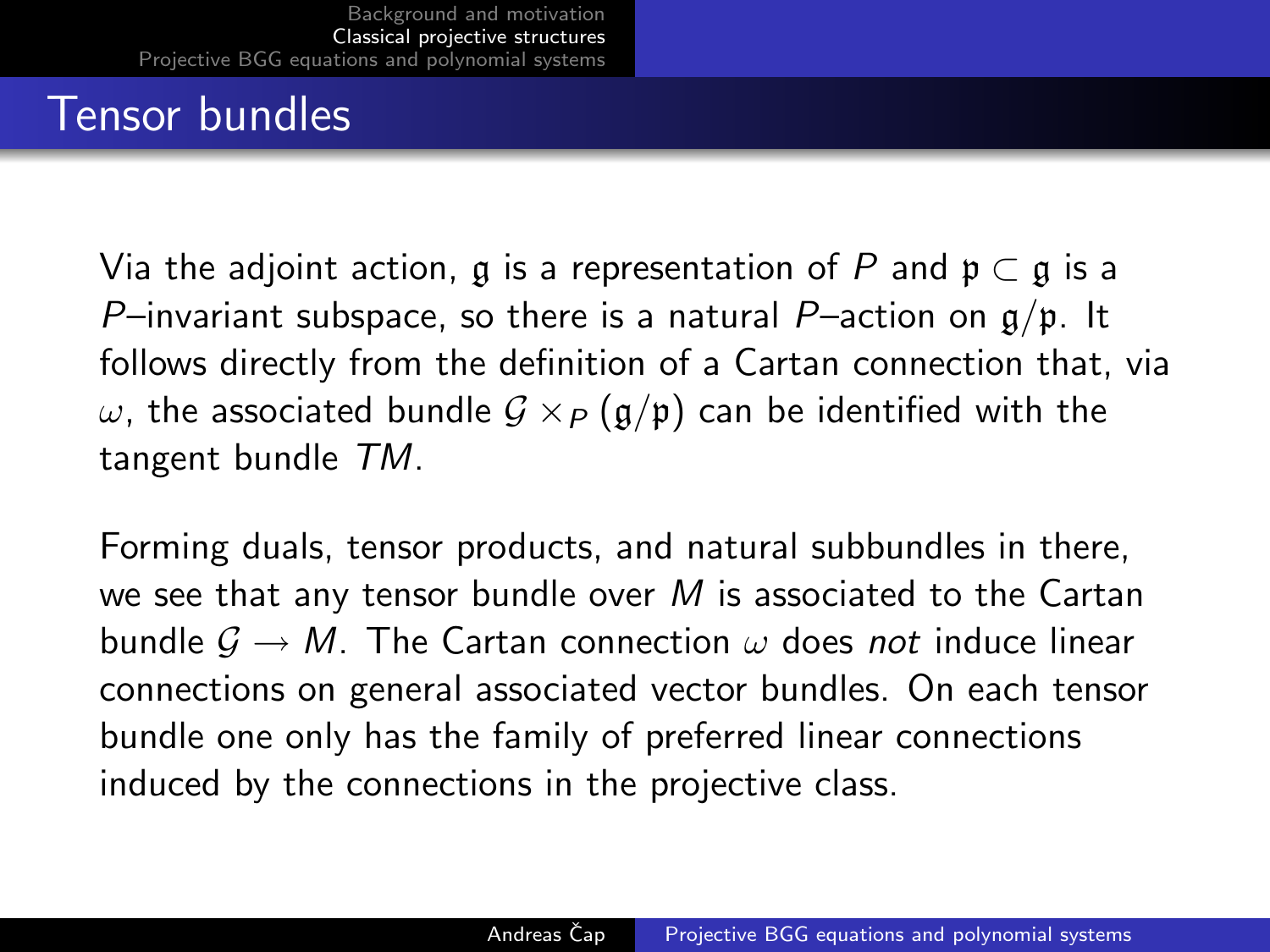# Tensor bundles

Via the adjoint action, $\mathfrak{g}$ is a representation of $P$ and $\mathfrak{p} \subset \mathfrak{g}$ is a $P$–invariant subspace, so there is a natural $P$–action on $\mathfrak{g}/\mathfrak{p}$. It follows directly from the definition of a Cartan connection that, via $\omega$, the associated bundle $\mathcal{G} \times_P (\mathfrak{g}/\mathfrak{p})$ can be identified with the tangent bundle $TM$.

Forming duals, tensor products, and natural subbundles in there, we see that any tensor bundle over $M$ is associated to the Cartan bundle $\mathcal{G} \to M$. The Cartan connection $\omega$ does *not* induce linear connections on general associated vector bundles. On each tensor bundle one only has the family of preferred linear connections induced by the connections in the projective class.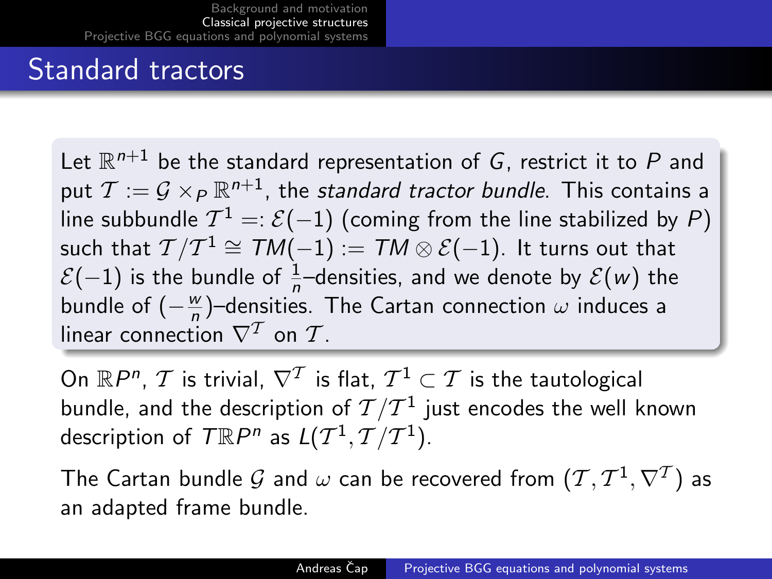## Standard tractors

Let $\mathbb{R}^{n+1}$ be the standard representation of $G$, restrict it to $P$ and put $\mathcal{T} := \mathcal{G} \times_P \mathbb{R}^{n+1}$, the *standard tractor bundle*. This contains a line subbundle $\mathcal{T}^1 =: \mathcal{E}(-1)$ (coming from the line stabilized by $P$) such that $\mathcal{T}/\mathcal{T}^1 \cong TM(-1) := TM \otimes \mathcal{E}(-1)$. It turns out that $\mathcal{E}(-1)$ is the bundle of $\frac{1}{n}$–densities, and we denote by $\mathcal{E}(w)$ the bundle of $(-\frac{w}{n})$–densities. The Cartan connection $\omega$ induces a linear connection $\nabla^{\mathcal{T}}$ on $\mathcal{T}$.

On $\mathbb{R}P^n$, $\mathcal{T}$ is trivial, $\nabla^{\mathcal{T}}$ is flat, $\mathcal{T}^1 \subset \mathcal{T}$ is the tautological bundle, and the description of $\mathcal{T}/\mathcal{T}^1$ just encodes the well known description of $T\mathbb{R}P^n$ as $L(\mathcal{T}^1, \mathcal{T}/\mathcal{T}^1)$.

The Cartan bundle $\mathcal{G}$ and $\omega$ can be recovered from $(\mathcal{T}, \mathcal{T}^1, \nabla^{\mathcal{T}})$ as an adapted frame bundle.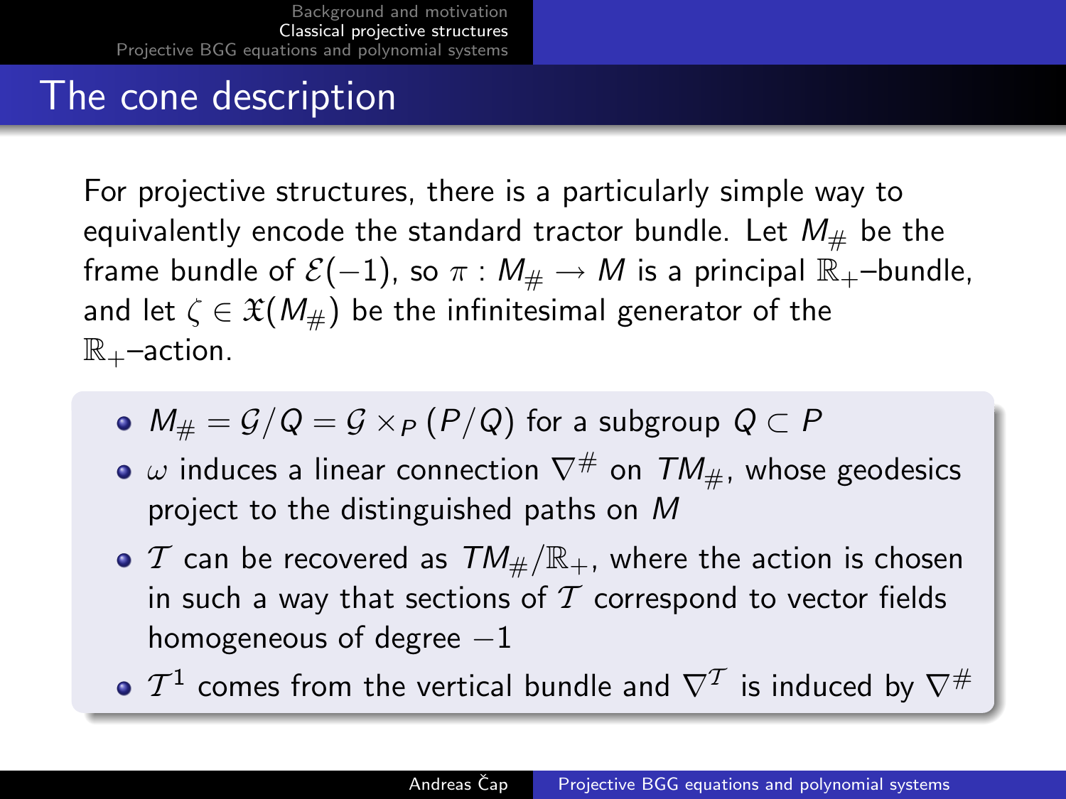## The cone description

For projective structures, there is a particularly simple way to equivalently encode the standard tractor bundle. Let $M_\#$ be the frame bundle of $\mathcal{E}(-1)$, so $\pi : M_\# \to M$ is a principal $\mathbb{R}_+$–bundle, and let $\zeta \in \mathfrak{X}(M_\#)$ be the infinitesimal generator of the $\mathbb{R}_+$–action.

- $M_\# = \mathcal{G}/Q = \mathcal{G} \times_P (P/Q)$ for a subgroup $Q \subset P$
- $\omega$ induces a linear connection $\nabla^\#$ on $TM_\#$, whose geodesics project to the distinguished paths on $M$
- $\mathcal{T}$ can be recovered as $TM_\#/\mathbb{R}_+$, where the action is chosen in such a way that sections of $\mathcal{T}$ correspond to vector fields homogeneous of degree $-1$
- $\mathcal{T}^1$ comes from the vertical bundle and $\nabla^\mathcal{T}$ is induced by $\nabla^\#$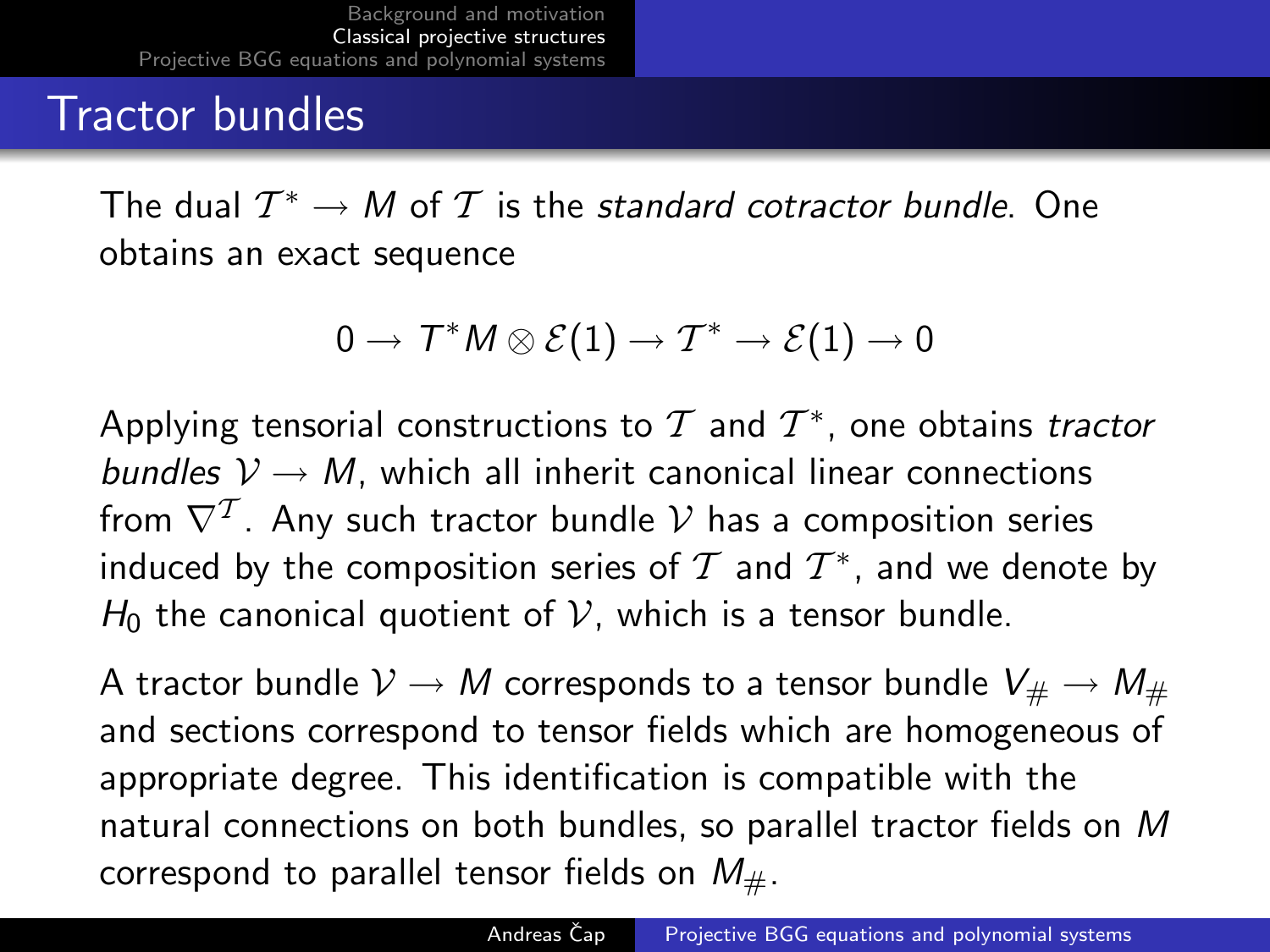## Tractor bundles

The dual $\mathcal{T}^* \to M$ of $\mathcal{T}$ is the *standard cotractor bundle*. One obtains an exact sequence

$$0 \to T^*M \otimes \mathcal{E}(1) \to \mathcal{T}^* \to \mathcal{E}(1) \to 0$$

Applying tensorial constructions to $\mathcal{T}$ and $\mathcal{T}^*$, one obtains *tractor bundles* $\mathcal{V} \to M$, which all inherit canonical linear connections from $\nabla^{\mathcal{T}}$. Any such tractor bundle $\mathcal{V}$ has a composition series induced by the composition series of $\mathcal{T}$ and $\mathcal{T}^*$, and we denote by $H_0$ the canonical quotient of $\mathcal{V}$, which is a tensor bundle.

A tractor bundle $\mathcal{V} \to M$ corresponds to a tensor bundle $V_\# \to M_\#$ and sections correspond to tensor fields which are homogeneous of appropriate degree. This identification is compatible with the natural connections on both bundles, so parallel tractor fields on $M$ correspond to parallel tensor fields on $M_\#$.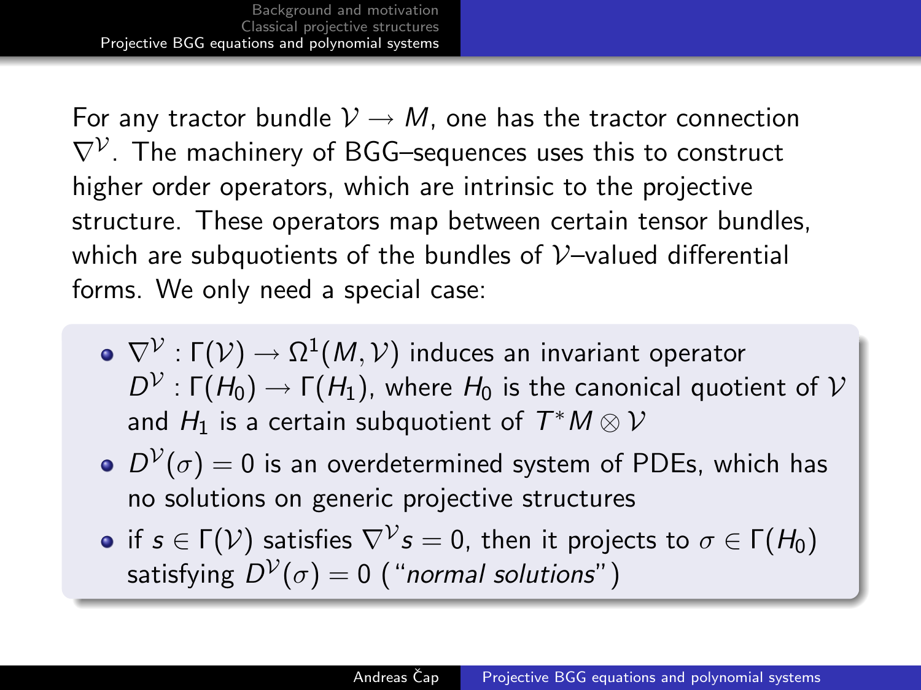For any tractor bundle $\mathcal{V} \to M$, one has the tractor connection $\nabla^{\mathcal{V}}$. The machinery of BGG–sequences uses this to construct higher order operators, which are intrinsic to the projective structure. These operators map between certain tensor bundles, which are subquotients of the bundles of $\mathcal{V}$–valued differential forms. We only need a special case:

- $\nabla^{\mathcal{V}} : \Gamma(\mathcal{V}) \to \Omega^1(M, \mathcal{V})$ induces an invariant operator $D^{\mathcal{V}} : \Gamma(H_0) \to \Gamma(H_1)$, where $H_0$ is the canonical quotient of $\mathcal{V}$ and $H_1$ is a certain subquotient of $T^*M \otimes \mathcal{V}$
- $D^{\mathcal{V}}(\sigma) = 0$ is an overdetermined system of PDEs, which has no solutions on generic projective structures
- if $s \in \Gamma(\mathcal{V})$ satisfies $\nabla^{\mathcal{V}} s = 0$, then it projects to $\sigma \in \Gamma(H_0)$ satisfying $D^{\mathcal{V}}(\sigma) = 0$ ("*normal solutions*")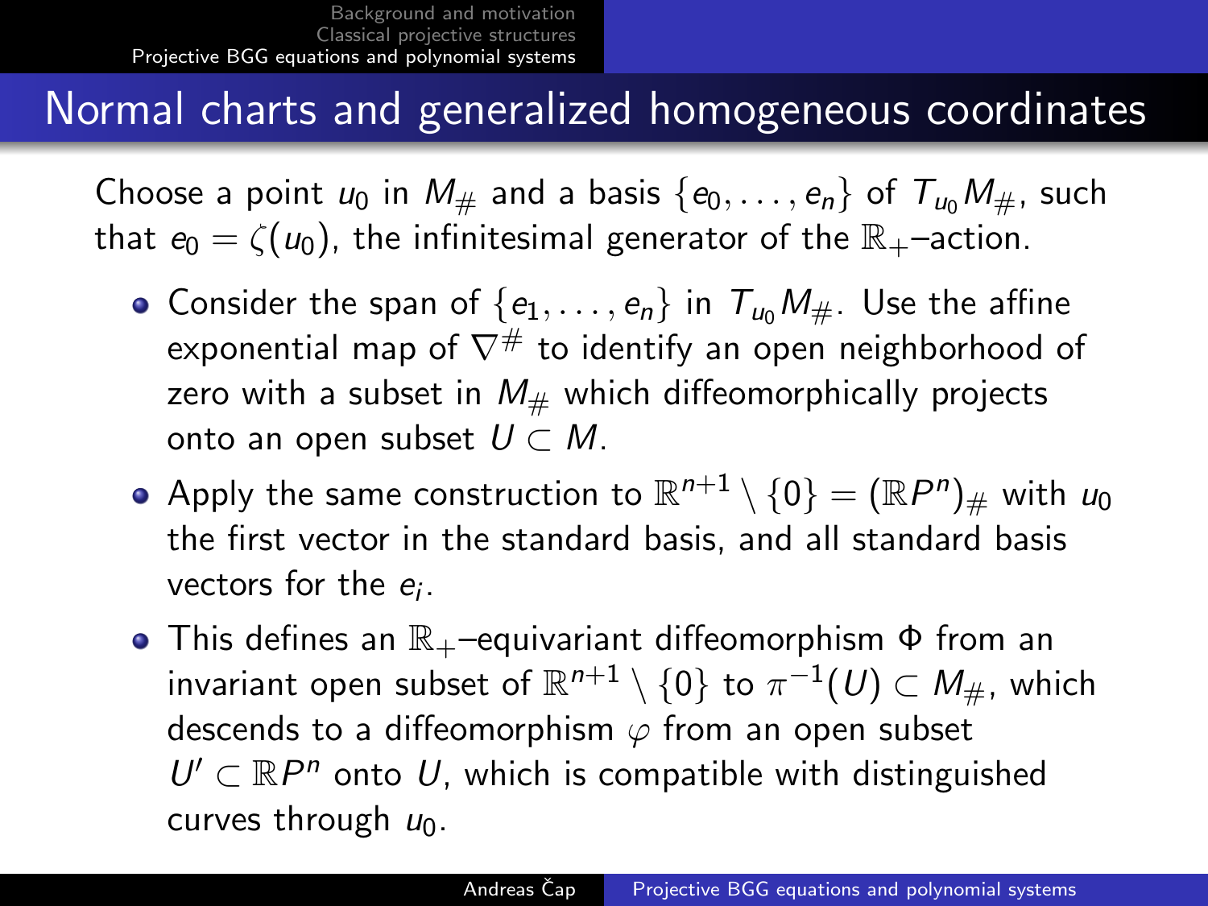# Normal charts and generalized homogeneous coordinates

Choose a point $u_0$ in $M_\#$ and a basis $\{e_0, \dots, e_n\}$ of $T_{u_0}M_\#$, such that $e_0 = \zeta(u_0)$, the infinitesimal generator of the $\mathbb{R}_+$–action.

- Consider the span of $\{e_1, \dots, e_n\}$ in $T_{u_0}M_\#$. Use the affine exponential map of $\nabla^\#$ to identify an open neighborhood of zero with a subset in $M_\#$ which diffeomorphically projects onto an open subset $U \subset M$.
- Apply the same construction to $\mathbb{R}^{n+1} \setminus \{0\} = (\mathbb{R}P^n)_\#$ with $u_0$ the first vector in the standard basis, and all standard basis vectors for the $e_i$.
- This defines an $\mathbb{R}_+$–equivariant diffeomorphism $\Phi$ from an invariant open subset of $\mathbb{R}^{n+1} \setminus \{0\}$ to $\pi^{-1}(U) \subset M_\#$, which descends to a diffeomorphism $\varphi$ from an open subset $U' \subset \mathbb{R}P^n$ onto $U$, which is compatible with distinguished curves through $u_0$.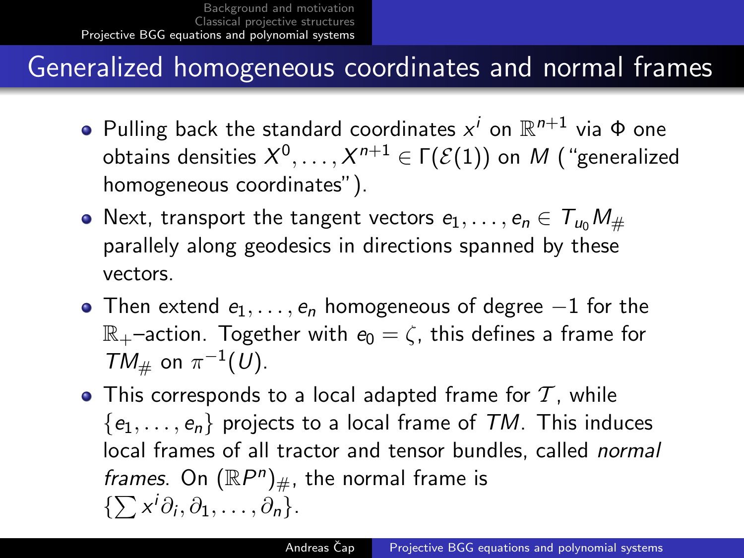# Generalized homogeneous coordinates and normal frames

- Pulling back the standard coordinates $x^i$ on $\mathbb{R}^{n+1}$ via $\Phi$ one obtains densities $X^0, \dots, X^{n+1} \in \Gamma(\mathcal{E}(1))$ on $M$ ("generalized homogeneous coordinates").
- Next, transport the tangent vectors $e_1, \dots, e_n \in T_{u_0}M_\#$ parallely along geodesics in directions spanned by these vectors.
- Then extend $e_1, \dots, e_n$ homogeneous of degree $-1$ for the $\mathbb{R}_+$–action. Together with $e_0 = \zeta$, this defines a frame for $TM_\#$ on $\pi^{-1}(U)$.
- This corresponds to a local adapted frame for $\mathcal{T}$, while $\{e_1, \dots, e_n\}$ projects to a local frame of $TM$. This induces local frames of all tractor and tensor bundles, called *normal frames*. On $(\mathbb{R}P^n)_\#$, the normal frame is $\{\sum x^i \partial_i, \partial_1, \dots, \partial_n\}$.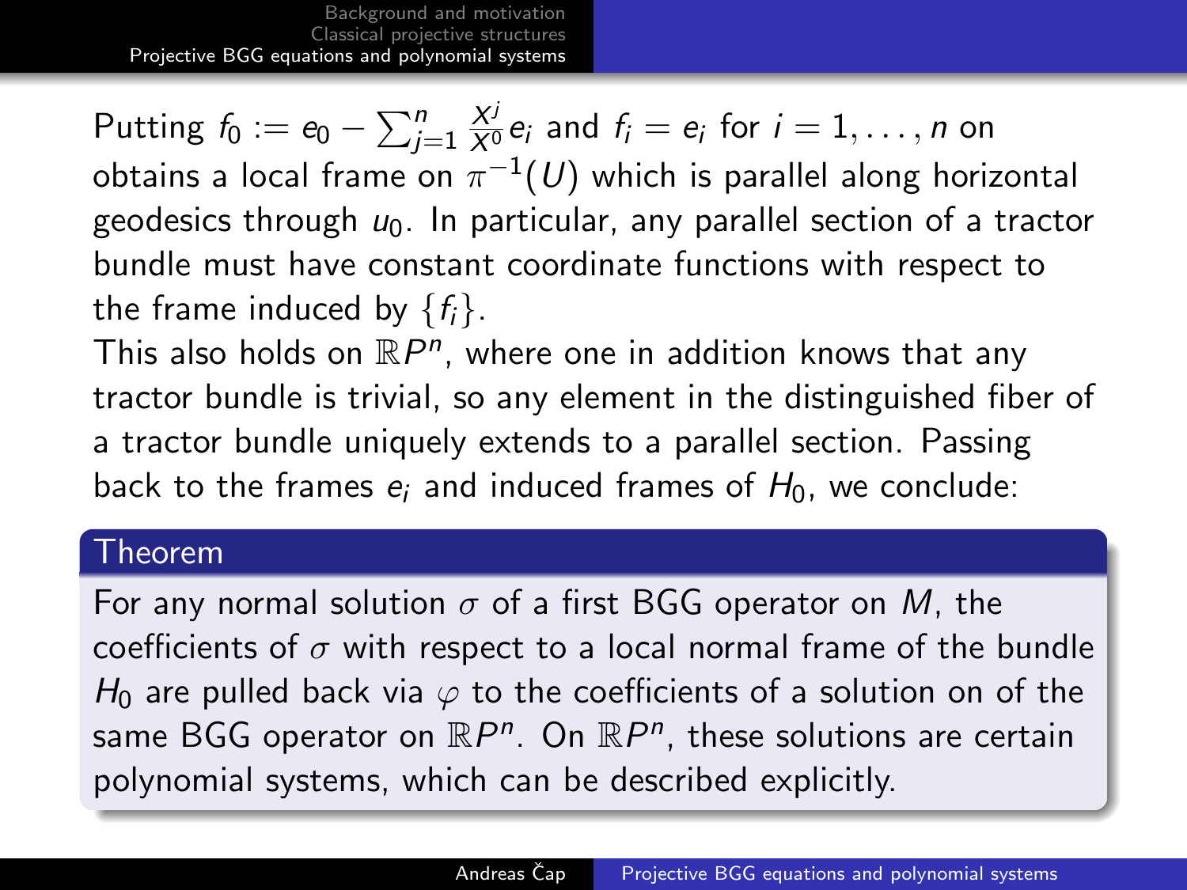Putting $f_0 := e_0 - \sum_{j=1}^{n} \frac{X^j}{X^0} e_i$ and $f_i = e_i$ for $i = 1, \dots, n$ on obtains a local frame on $\pi^{-1}(U)$ which is parallel along horizontal geodesics through $u_0$. In particular, any parallel section of a tractor bundle must have constant coordinate functions with respect to the frame induced by $\{f_i\}$.

This also holds on $\mathbb{R}P^n$, where one in addition knows that any tractor bundle is trivial, so any element in the distinguished fiber of a tractor bundle uniquely extends to a parallel section. Passing back to the frames $e_i$ and induced frames of $H_0$, we conclude:

**Theorem**

For any normal solution $\sigma$ of a first BGG operator on $M$, the coefficients of $\sigma$ with respect to a local normal frame of the bundle $H_0$ are pulled back via $\varphi$ to the coefficients of a solution on of the same BGG operator on $\mathbb{R}P^n$. On $\mathbb{R}P^n$, these solutions are certain polynomial systems, which can be described explicitly.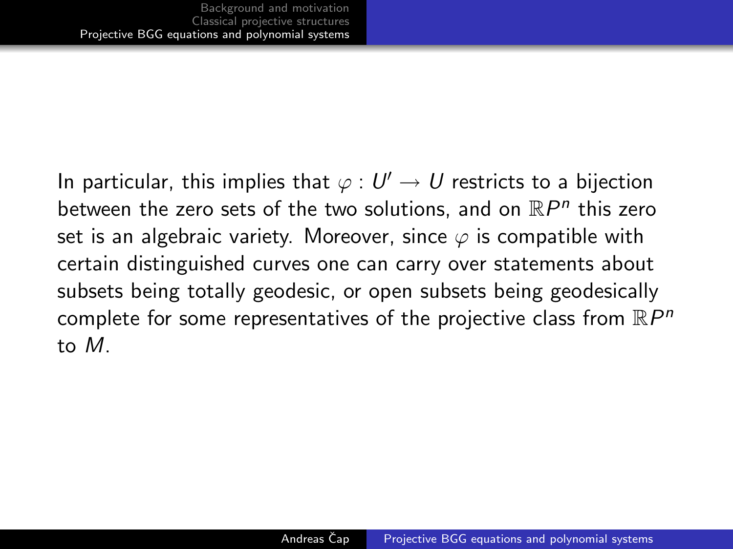In particular, this implies that $\varphi : U' \to U$ restricts to a bijection between the zero sets of the two solutions, and on $\mathbb{R}P^n$ this zero set is an algebraic variety. Moreover, since $\varphi$ is compatible with certain distinguished curves one can carry over statements about subsets being totally geodesic, or open subsets being geodesically complete for some representatives of the projective class from $\mathbb{R}P^n$ to $M$.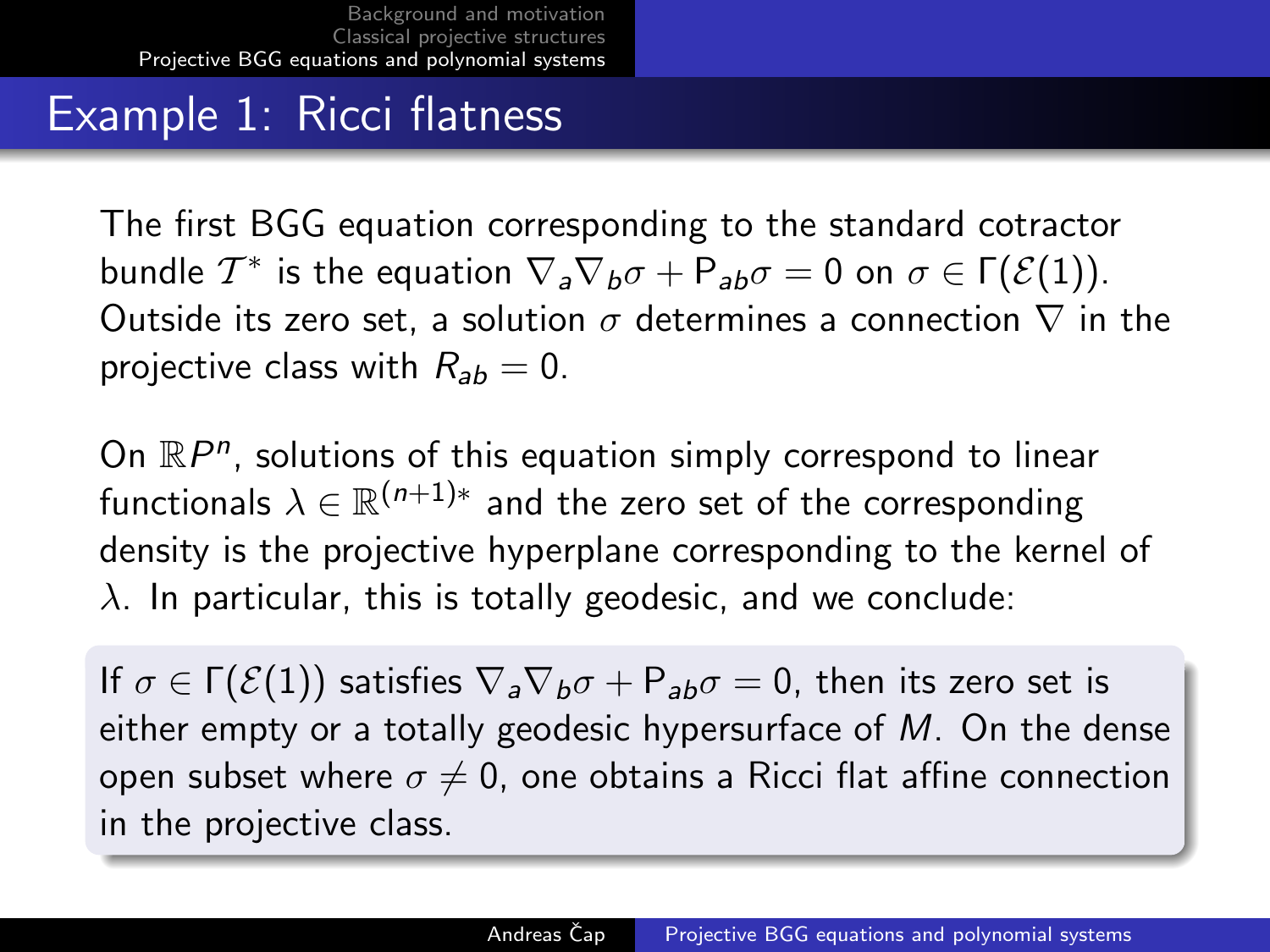# Example 1: Ricci flatness

The first BGG equation corresponding to the standard cotractor bundle $\mathcal{T}^*$ is the equation $\nabla_a \nabla_b \sigma + \mathsf{P}_{ab}\sigma = 0$ on $\sigma \in \Gamma(\mathcal{E}(1))$. Outside its zero set, a solution $\sigma$ determines a connection $\nabla$ in the projective class with $R_{ab} = 0$.

On $\mathbb{R}P^n$, solutions of this equation simply correspond to linear functionals $\lambda \in \mathbb{R}^{(n+1)*}$ and the zero set of the corresponding density is the projective hyperplane corresponding to the kernel of $\lambda$. In particular, this is totally geodesic, and we conclude:

If $\sigma \in \Gamma(\mathcal{E}(1))$ satisfies $\nabla_a \nabla_b \sigma + \mathsf{P}_{ab}\sigma = 0$, then its zero set is either empty or a totally geodesic hypersurface of $M$. On the dense open subset where $\sigma \neq 0$, one obtains a Ricci flat affine connection in the projective class.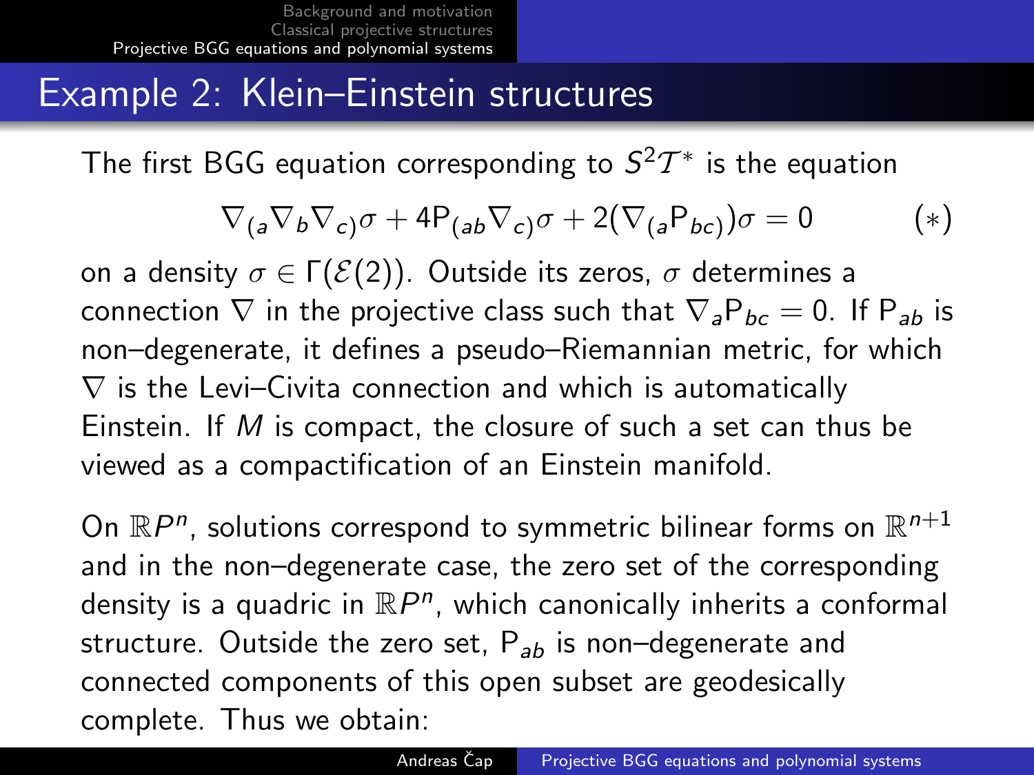# Example 2: Klein–Einstein structures

The first BGG equation corresponding to $S^2\mathcal{T}^*$ is the equation

$$\nabla_{(a}\nabla_b\nabla_{c)}\sigma + 4\mathsf{P}_{(ab}\nabla_{c)}\sigma + 2(\nabla_{(a}\mathsf{P}_{bc)})\sigma = 0 \qquad (*)$$

on a density $\sigma \in \Gamma(\mathcal{E}(2))$. Outside its zeros, $\sigma$ determines a connection $\nabla$ in the projective class such that $\nabla_a \mathsf{P}_{bc} = 0$. If $\mathsf{P}_{ab}$ is non–degenerate, it defines a pseudo–Riemannian metric, for which $\nabla$ is the Levi–Civita connection and which is automatically Einstein. If $M$ is compact, the closure of such a set can thus be viewed as a compactification of an Einstein manifold.

On $\mathbb{R}P^n$, solutions correspond to symmetric bilinear forms on $\mathbb{R}^{n+1}$ and in the non–degenerate case, the zero set of the corresponding density is a quadric in $\mathbb{R}P^n$, which canonically inherits a conformal structure. Outside the zero set, $\mathsf{P}_{ab}$ is non–degenerate and connected components of this open subset are geodesically complete. Thus we obtain: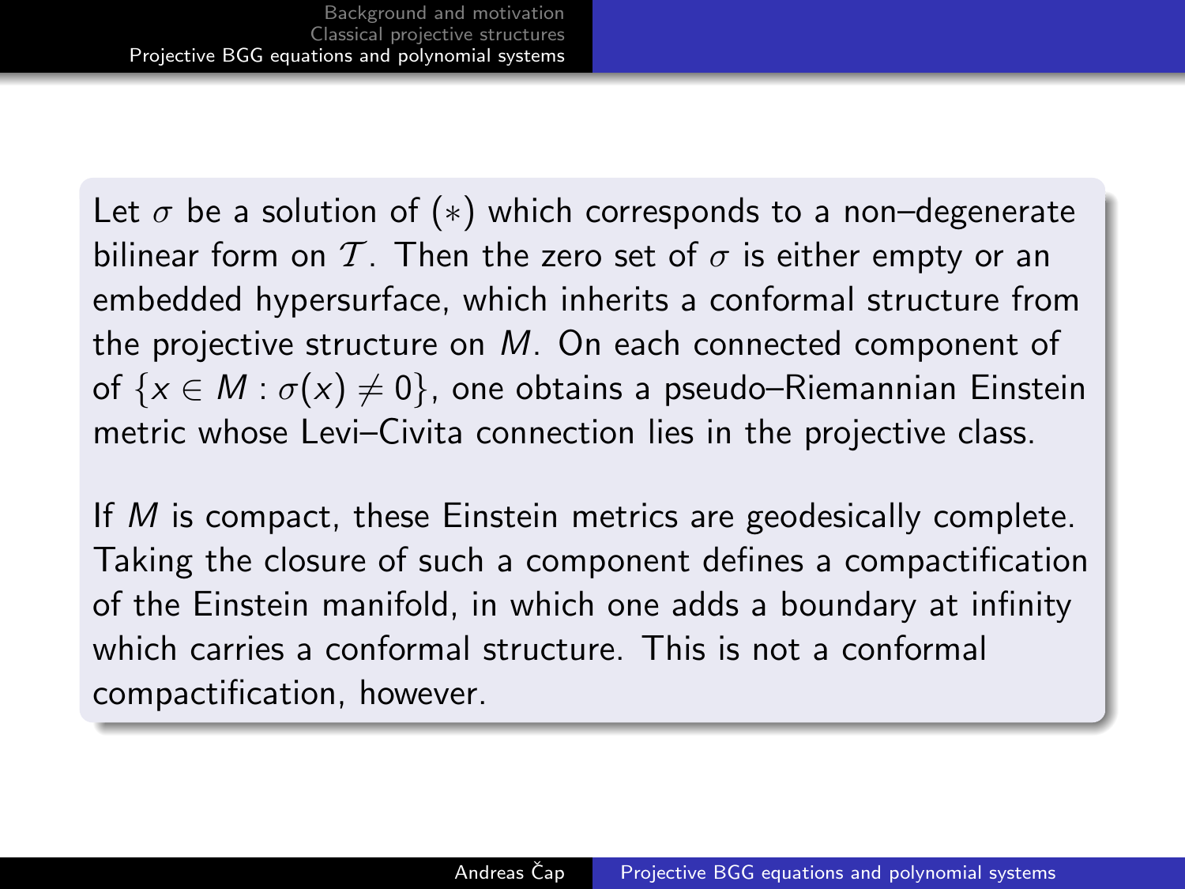Let $\sigma$ be a solution of $(*)$ which corresponds to a non–degenerate bilinear form on $\mathcal{T}$. Then the zero set of $\sigma$ is either empty or an embedded hypersurface, which inherits a conformal structure from the projective structure on $M$. On each connected component of of $\{x \in M : \sigma(x) \neq 0\}$, one obtains a pseudo–Riemannian Einstein metric whose Levi–Civita connection lies in the projective class.

If $M$ is compact, these Einstein metrics are geodesically complete. Taking the closure of such a component defines a compactification of the Einstein manifold, in which one adds a boundary at infinity which carries a conformal structure. This is not a conformal compactification, however.